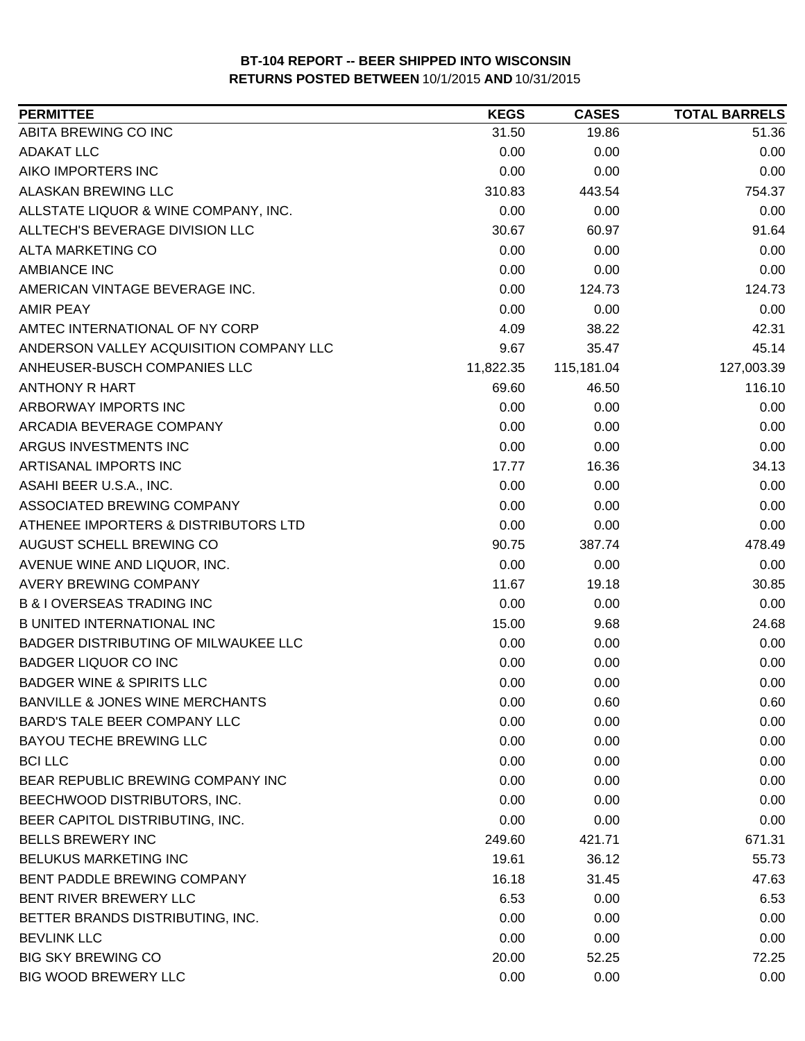# BT-104 REPORT -- BEER SHIPPED INTO WISCONSIN

## RETURNS POSTED BETWEEN 10/1/2015 AND 10/31/2015

| PERMITTEE | KEGS | CASES | TOTAL BARRELS |
|---|---|---|---|
| ABITA BREWING CO INC | 31.50 | 19.86 | 51.36 |
| ADAKAT LLC | 0.00 | 0.00 | 0.00 |
| AIKO IMPORTERS INC | 0.00 | 0.00 | 0.00 |
| ALASKAN BREWING LLC | 310.83 | 443.54 | 754.37 |
| ALLSTATE LIQUOR & WINE COMPANY, INC. | 0.00 | 0.00 | 0.00 |
| ALLTECH'S BEVERAGE DIVISION LLC | 30.67 | 60.97 | 91.64 |
| ALTA MARKETING CO | 0.00 | 0.00 | 0.00 |
| AMBIANCE INC | 0.00 | 0.00 | 0.00 |
| AMERICAN VINTAGE BEVERAGE INC. | 0.00 | 124.73 | 124.73 |
| AMIR PEAY | 0.00 | 0.00 | 0.00 |
| AMTEC INTERNATIONAL OF NY CORP | 4.09 | 38.22 | 42.31 |
| ANDERSON VALLEY ACQUISITION COMPANY LLC | 9.67 | 35.47 | 45.14 |
| ANHEUSER-BUSCH COMPANIES LLC | 11,822.35 | 115,181.04 | 127,003.39 |
| ANTHONY R HART | 69.60 | 46.50 | 116.10 |
| ARBORWAY IMPORTS INC | 0.00 | 0.00 | 0.00 |
| ARCADIA BEVERAGE COMPANY | 0.00 | 0.00 | 0.00 |
| ARGUS INVESTMENTS INC | 0.00 | 0.00 | 0.00 |
| ARTISANAL IMPORTS INC | 17.77 | 16.36 | 34.13 |
| ASAHI BEER U.S.A., INC. | 0.00 | 0.00 | 0.00 |
| ASSOCIATED BREWING COMPANY | 0.00 | 0.00 | 0.00 |
| ATHENEE IMPORTERS & DISTRIBUTORS LTD | 0.00 | 0.00 | 0.00 |
| AUGUST SCHELL BREWING CO | 90.75 | 387.74 | 478.49 |
| AVENUE WINE AND LIQUOR, INC. | 0.00 | 0.00 | 0.00 |
| AVERY BREWING COMPANY | 11.67 | 19.18 | 30.85 |
| B & I OVERSEAS TRADING INC | 0.00 | 0.00 | 0.00 |
| B UNITED INTERNATIONAL INC | 15.00 | 9.68 | 24.68 |
| BADGER DISTRIBUTING OF MILWAUKEE LLC | 0.00 | 0.00 | 0.00 |
| BADGER LIQUOR CO INC | 0.00 | 0.00 | 0.00 |
| BADGER WINE & SPIRITS LLC | 0.00 | 0.00 | 0.00 |
| BANVILLE & JONES WINE MERCHANTS | 0.00 | 0.60 | 0.60 |
| BARD'S TALE BEER COMPANY LLC | 0.00 | 0.00 | 0.00 |
| BAYOU TECHE BREWING LLC | 0.00 | 0.00 | 0.00 |
| BCI LLC | 0.00 | 0.00 | 0.00 |
| BEAR REPUBLIC BREWING COMPANY INC | 0.00 | 0.00 | 0.00 |
| BEECHWOOD DISTRIBUTORS, INC. | 0.00 | 0.00 | 0.00 |
| BEER CAPITOL DISTRIBUTING, INC. | 0.00 | 0.00 | 0.00 |
| BELLS BREWERY INC | 249.60 | 421.71 | 671.31 |
| BELUKUS MARKETING INC | 19.61 | 36.12 | 55.73 |
| BENT PADDLE BREWING COMPANY | 16.18 | 31.45 | 47.63 |
| BENT RIVER BREWERY LLC | 6.53 | 0.00 | 6.53 |
| BETTER BRANDS DISTRIBUTING, INC. | 0.00 | 0.00 | 0.00 |
| BEVLINK LLC | 0.00 | 0.00 | 0.00 |
| BIG SKY BREWING CO | 20.00 | 52.25 | 72.25 |
| BIG WOOD BREWERY LLC | 0.00 | 0.00 | 0.00 |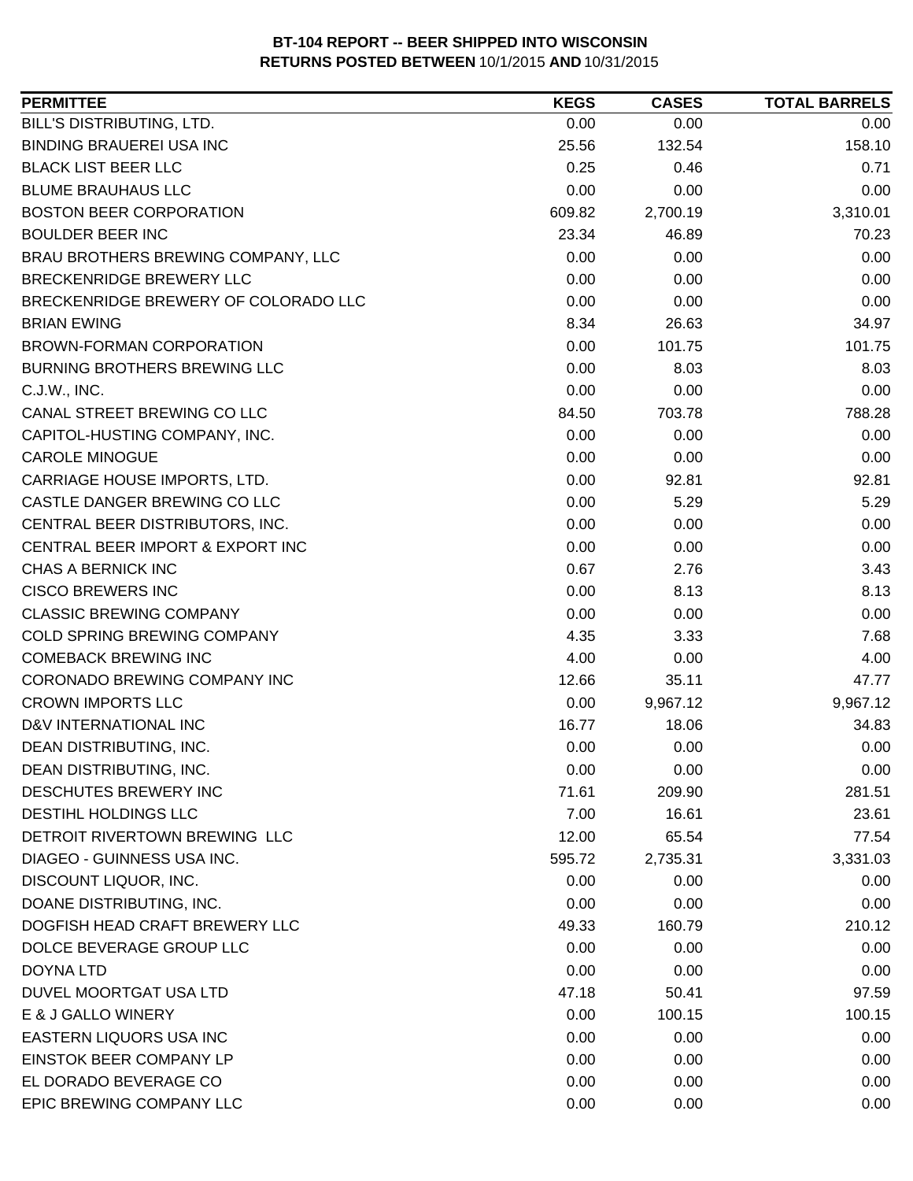**BT-104 REPORT -- BEER SHIPPED INTO WISCONSIN**
**RETURNS POSTED BETWEEN** 10/1/2015 **AND** 10/31/2015

| PERMITTEE | KEGS | CASES | TOTAL BARRELS |
|---|---|---|---|
| BILL'S DISTRIBUTING, LTD. | 0.00 | 0.00 | 0.00 |
| BINDING BRAUEREI USA INC | 25.56 | 132.54 | 158.10 |
| BLACK LIST BEER LLC | 0.25 | 0.46 | 0.71 |
| BLUME BRAUHAUS LLC | 0.00 | 0.00 | 0.00 |
| BOSTON BEER CORPORATION | 609.82 | 2,700.19 | 3,310.01 |
| BOULDER BEER INC | 23.34 | 46.89 | 70.23 |
| BRAU BROTHERS BREWING COMPANY, LLC | 0.00 | 0.00 | 0.00 |
| BRECKENRIDGE BREWERY LLC | 0.00 | 0.00 | 0.00 |
| BRECKENRIDGE BREWERY OF COLORADO LLC | 0.00 | 0.00 | 0.00 |
| BRIAN EWING | 8.34 | 26.63 | 34.97 |
| BROWN-FORMAN CORPORATION | 0.00 | 101.75 | 101.75 |
| BURNING BROTHERS BREWING LLC | 0.00 | 8.03 | 8.03 |
| C.J.W., INC. | 0.00 | 0.00 | 0.00 |
| CANAL STREET BREWING CO LLC | 84.50 | 703.78 | 788.28 |
| CAPITOL-HUSTING COMPANY, INC. | 0.00 | 0.00 | 0.00 |
| CAROLE MINOGUE | 0.00 | 0.00 | 0.00 |
| CARRIAGE HOUSE IMPORTS, LTD. | 0.00 | 92.81 | 92.81 |
| CASTLE DANGER BREWING CO LLC | 0.00 | 5.29 | 5.29 |
| CENTRAL BEER DISTRIBUTORS, INC. | 0.00 | 0.00 | 0.00 |
| CENTRAL BEER IMPORT & EXPORT INC | 0.00 | 0.00 | 0.00 |
| CHAS A BERNICK INC | 0.67 | 2.76 | 3.43 |
| CISCO BREWERS INC | 0.00 | 8.13 | 8.13 |
| CLASSIC BREWING COMPANY | 0.00 | 0.00 | 0.00 |
| COLD SPRING BREWING COMPANY | 4.35 | 3.33 | 7.68 |
| COMEBACK BREWING INC | 4.00 | 0.00 | 4.00 |
| CORONADO BREWING COMPANY INC | 12.66 | 35.11 | 47.77 |
| CROWN IMPORTS LLC | 0.00 | 9,967.12 | 9,967.12 |
| D&V INTERNATIONAL INC | 16.77 | 18.06 | 34.83 |
| DEAN DISTRIBUTING, INC. | 0.00 | 0.00 | 0.00 |
| DEAN DISTRIBUTING, INC. | 0.00 | 0.00 | 0.00 |
| DESCHUTES BREWERY INC | 71.61 | 209.90 | 281.51 |
| DESTIHL HOLDINGS LLC | 7.00 | 16.61 | 23.61 |
| DETROIT RIVERTOWN BREWING LLC | 12.00 | 65.54 | 77.54 |
| DIAGEO - GUINNESS USA INC. | 595.72 | 2,735.31 | 3,331.03 |
| DISCOUNT LIQUOR, INC. | 0.00 | 0.00 | 0.00 |
| DOANE DISTRIBUTING, INC. | 0.00 | 0.00 | 0.00 |
| DOGFISH HEAD CRAFT BREWERY LLC | 49.33 | 160.79 | 210.12 |
| DOLCE BEVERAGE GROUP LLC | 0.00 | 0.00 | 0.00 |
| DOYNA LTD | 0.00 | 0.00 | 0.00 |
| DUVEL MOORTGAT USA LTD | 47.18 | 50.41 | 97.59 |
| E & J GALLO WINERY | 0.00 | 100.15 | 100.15 |
| EASTERN LIQUORS USA INC | 0.00 | 0.00 | 0.00 |
| EINSTOK BEER COMPANY LP | 0.00 | 0.00 | 0.00 |
| EL DORADO BEVERAGE CO | 0.00 | 0.00 | 0.00 |
| EPIC BREWING COMPANY LLC | 0.00 | 0.00 | 0.00 |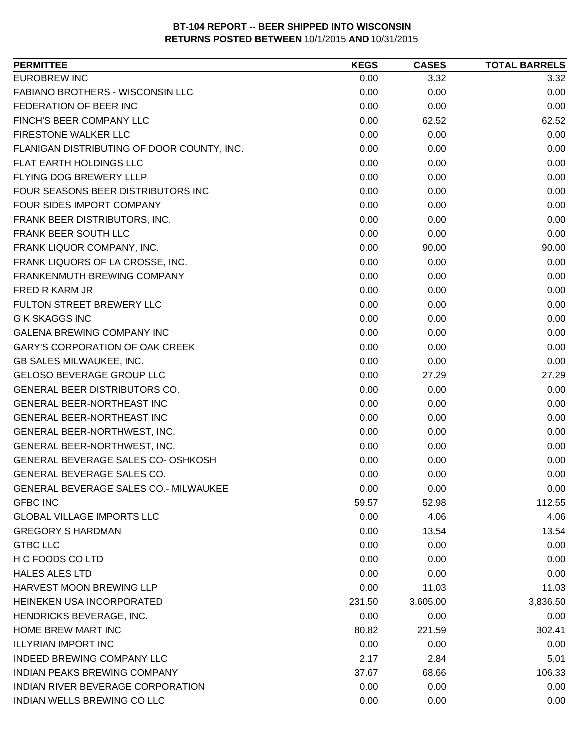**BT-104 REPORT -- BEER SHIPPED INTO WISCONSIN**
**RETURNS POSTED BETWEEN** 10/1/2015 **AND** 10/31/2015

| PERMITTEE | KEGS | CASES | TOTAL BARRELS |
|---|---|---|---|
| EUROBREW INC | 0.00 | 3.32 | 3.32 |
| FABIANO BROTHERS - WISCONSIN LLC | 0.00 | 0.00 | 0.00 |
| FEDERATION OF BEER INC | 0.00 | 0.00 | 0.00 |
| FINCH'S BEER COMPANY LLC | 0.00 | 62.52 | 62.52 |
| FIRESTONE WALKER LLC | 0.00 | 0.00 | 0.00 |
| FLANIGAN DISTRIBUTING OF DOOR COUNTY, INC. | 0.00 | 0.00 | 0.00 |
| FLAT EARTH HOLDINGS LLC | 0.00 | 0.00 | 0.00 |
| FLYING DOG BREWERY LLLP | 0.00 | 0.00 | 0.00 |
| FOUR SEASONS BEER DISTRIBUTORS INC | 0.00 | 0.00 | 0.00 |
| FOUR SIDES IMPORT COMPANY | 0.00 | 0.00 | 0.00 |
| FRANK BEER DISTRIBUTORS, INC. | 0.00 | 0.00 | 0.00 |
| FRANK BEER SOUTH LLC | 0.00 | 0.00 | 0.00 |
| FRANK LIQUOR COMPANY, INC. | 0.00 | 90.00 | 90.00 |
| FRANK LIQUORS OF LA CROSSE, INC. | 0.00 | 0.00 | 0.00 |
| FRANKENMUTH BREWING COMPANY | 0.00 | 0.00 | 0.00 |
| FRED R KARM JR | 0.00 | 0.00 | 0.00 |
| FULTON STREET BREWERY LLC | 0.00 | 0.00 | 0.00 |
| G K SKAGGS INC | 0.00 | 0.00 | 0.00 |
| GALENA BREWING COMPANY INC | 0.00 | 0.00 | 0.00 |
| GARY'S CORPORATION OF OAK CREEK | 0.00 | 0.00 | 0.00 |
| GB SALES MILWAUKEE, INC. | 0.00 | 0.00 | 0.00 |
| GELOSO BEVERAGE GROUP LLC | 0.00 | 27.29 | 27.29 |
| GENERAL BEER DISTRIBUTORS CO. | 0.00 | 0.00 | 0.00 |
| GENERAL BEER-NORTHEAST INC | 0.00 | 0.00 | 0.00 |
| GENERAL BEER-NORTHEAST INC | 0.00 | 0.00 | 0.00 |
| GENERAL BEER-NORTHWEST, INC. | 0.00 | 0.00 | 0.00 |
| GENERAL BEER-NORTHWEST, INC. | 0.00 | 0.00 | 0.00 |
| GENERAL BEVERAGE SALES CO- OSHKOSH | 0.00 | 0.00 | 0.00 |
| GENERAL BEVERAGE SALES CO. | 0.00 | 0.00 | 0.00 |
| GENERAL BEVERAGE SALES CO.- MILWAUKEE | 0.00 | 0.00 | 0.00 |
| GFBC INC | 59.57 | 52.98 | 112.55 |
| GLOBAL VILLAGE IMPORTS LLC | 0.00 | 4.06 | 4.06 |
| GREGORY S HARDMAN | 0.00 | 13.54 | 13.54 |
| GTBC LLC | 0.00 | 0.00 | 0.00 |
| H C FOODS CO LTD | 0.00 | 0.00 | 0.00 |
| HALES ALES LTD | 0.00 | 0.00 | 0.00 |
| HARVEST MOON BREWING LLP | 0.00 | 11.03 | 11.03 |
| HEINEKEN USA INCORPORATED | 231.50 | 3,605.00 | 3,836.50 |
| HENDRICKS BEVERAGE, INC. | 0.00 | 0.00 | 0.00 |
| HOME BREW MART INC | 80.82 | 221.59 | 302.41 |
| ILLYRIAN IMPORT INC | 0.00 | 0.00 | 0.00 |
| INDEED BREWING COMPANY LLC | 2.17 | 2.84 | 5.01 |
| INDIAN PEAKS BREWING COMPANY | 37.67 | 68.66 | 106.33 |
| INDIAN RIVER BEVERAGE CORPORATION | 0.00 | 0.00 | 0.00 |
| INDIAN WELLS BREWING CO LLC | 0.00 | 0.00 | 0.00 |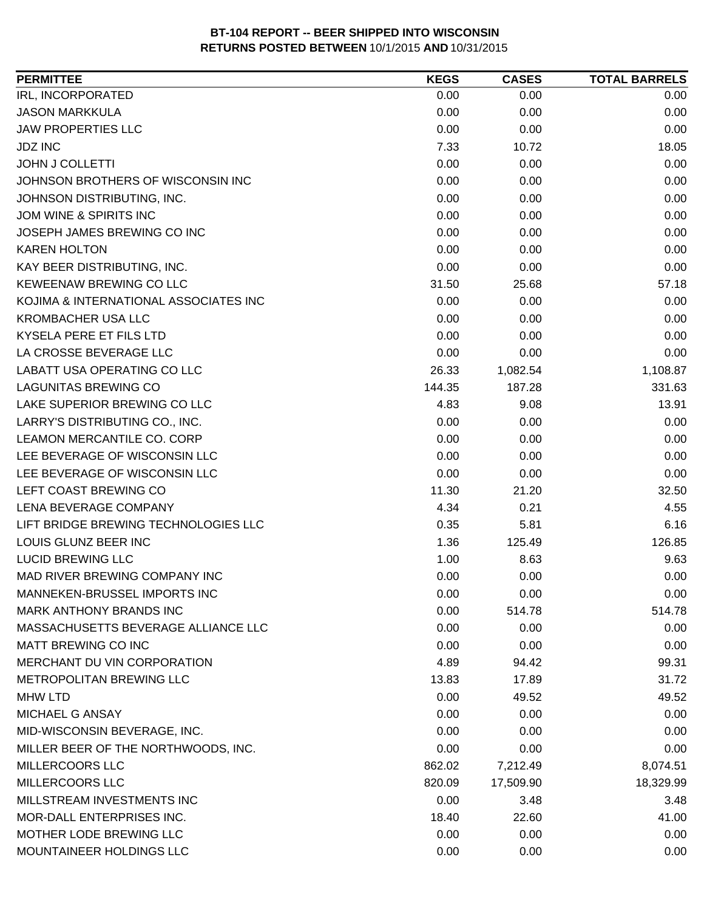**BT-104 REPORT -- BEER SHIPPED INTO WISCONSIN**
**RETURNS POSTED BETWEEN** 10/1/2015 **AND** 10/31/2015

| PERMITTEE | KEGS | CASES | TOTAL BARRELS |
|---|---|---|---|
| IRL, INCORPORATED | 0.00 | 0.00 | 0.00 |
| JASON MARKKULA | 0.00 | 0.00 | 0.00 |
| JAW PROPERTIES LLC | 0.00 | 0.00 | 0.00 |
| JDZ INC | 7.33 | 10.72 | 18.05 |
| JOHN J COLLETTI | 0.00 | 0.00 | 0.00 |
| JOHNSON BROTHERS OF WISCONSIN INC | 0.00 | 0.00 | 0.00 |
| JOHNSON DISTRIBUTING, INC. | 0.00 | 0.00 | 0.00 |
| JOM WINE & SPIRITS INC | 0.00 | 0.00 | 0.00 |
| JOSEPH JAMES BREWING CO INC | 0.00 | 0.00 | 0.00 |
| KAREN HOLTON | 0.00 | 0.00 | 0.00 |
| KAY BEER DISTRIBUTING, INC. | 0.00 | 0.00 | 0.00 |
| KEWEENAW BREWING CO LLC | 31.50 | 25.68 | 57.18 |
| KOJIMA & INTERNATIONAL ASSOCIATES INC | 0.00 | 0.00 | 0.00 |
| KROMBACHER USA LLC | 0.00 | 0.00 | 0.00 |
| KYSELA PERE ET FILS LTD | 0.00 | 0.00 | 0.00 |
| LA CROSSE BEVERAGE LLC | 0.00 | 0.00 | 0.00 |
| LABATT USA OPERATING CO LLC | 26.33 | 1,082.54 | 1,108.87 |
| LAGUNITAS BREWING CO | 144.35 | 187.28 | 331.63 |
| LAKE SUPERIOR BREWING CO LLC | 4.83 | 9.08 | 13.91 |
| LARRY'S DISTRIBUTING CO., INC. | 0.00 | 0.00 | 0.00 |
| LEAMON MERCANTILE CO. CORP | 0.00 | 0.00 | 0.00 |
| LEE BEVERAGE OF WISCONSIN LLC | 0.00 | 0.00 | 0.00 |
| LEE BEVERAGE OF WISCONSIN LLC | 0.00 | 0.00 | 0.00 |
| LEFT COAST BREWING CO | 11.30 | 21.20 | 32.50 |
| LENA BEVERAGE COMPANY | 4.34 | 0.21 | 4.55 |
| LIFT BRIDGE BREWING TECHNOLOGIES LLC | 0.35 | 5.81 | 6.16 |
| LOUIS GLUNZ BEER INC | 1.36 | 125.49 | 126.85 |
| LUCID BREWING LLC | 1.00 | 8.63 | 9.63 |
| MAD RIVER BREWING COMPANY INC | 0.00 | 0.00 | 0.00 |
| MANNEKEN-BRUSSEL IMPORTS INC | 0.00 | 0.00 | 0.00 |
| MARK ANTHONY BRANDS INC | 0.00 | 514.78 | 514.78 |
| MASSACHUSETTS BEVERAGE ALLIANCE LLC | 0.00 | 0.00 | 0.00 |
| MATT BREWING CO INC | 0.00 | 0.00 | 0.00 |
| MERCHANT DU VIN CORPORATION | 4.89 | 94.42 | 99.31 |
| METROPOLITAN BREWING LLC | 13.83 | 17.89 | 31.72 |
| MHW LTD | 0.00 | 49.52 | 49.52 |
| MICHAEL G ANSAY | 0.00 | 0.00 | 0.00 |
| MID-WISCONSIN BEVERAGE, INC. | 0.00 | 0.00 | 0.00 |
| MILLER BEER OF THE NORTHWOODS, INC. | 0.00 | 0.00 | 0.00 |
| MILLERCOORS LLC | 862.02 | 7,212.49 | 8,074.51 |
| MILLERCOORS LLC | 820.09 | 17,509.90 | 18,329.99 |
| MILLSTREAM INVESTMENTS INC | 0.00 | 3.48 | 3.48 |
| MOR-DALL ENTERPRISES INC. | 18.40 | 22.60 | 41.00 |
| MOTHER LODE BREWING LLC | 0.00 | 0.00 | 0.00 |
| MOUNTAINEER HOLDINGS LLC | 0.00 | 0.00 | 0.00 |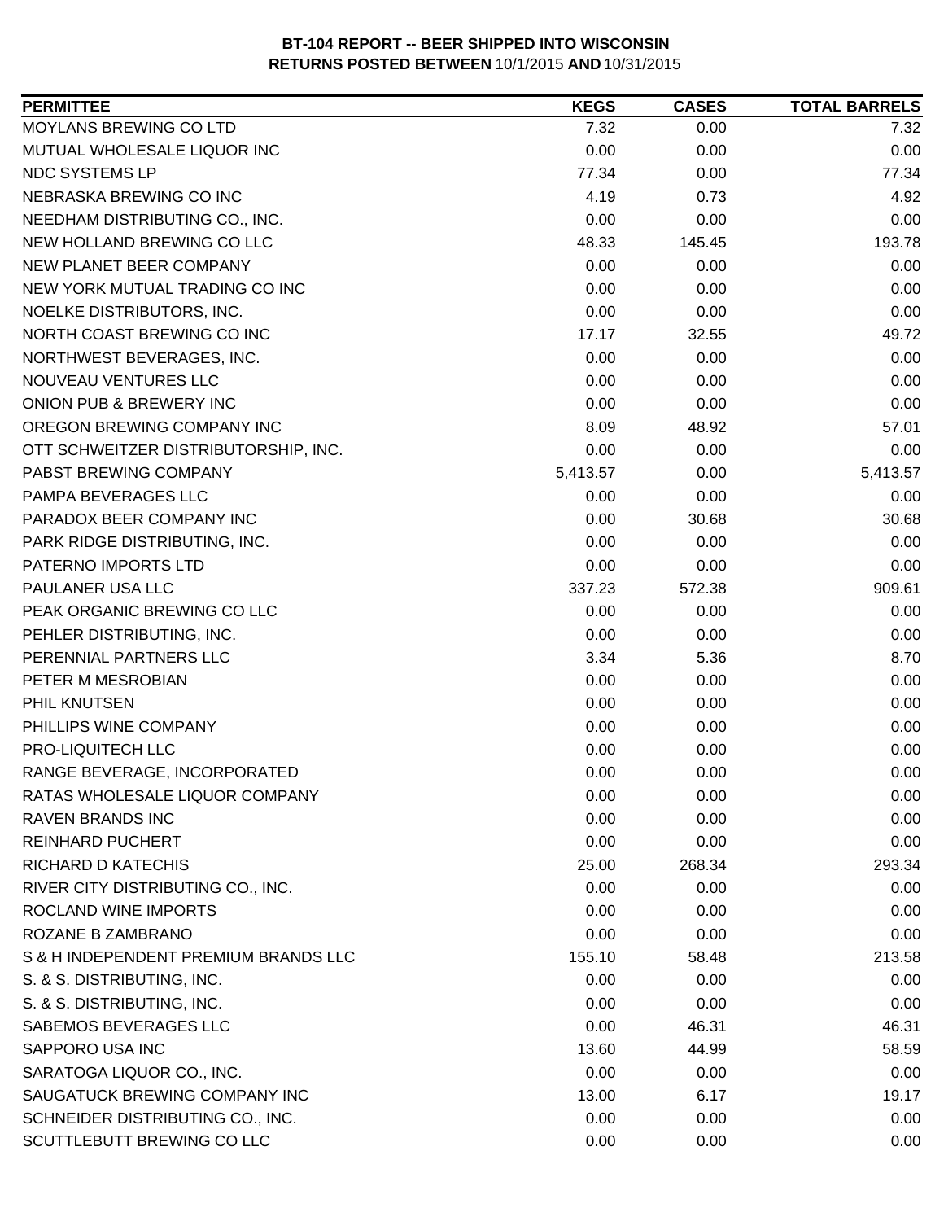**BT-104 REPORT -- BEER SHIPPED INTO WISCONSIN**
**RETURNS POSTED BETWEEN** 10/1/2015 **AND** 10/31/2015

| PERMITTEE | KEGS | CASES | TOTAL BARRELS |
|---|---|---|---|
| MOYLANS BREWING CO LTD | 7.32 | 0.00 | 7.32 |
| MUTUAL WHOLESALE LIQUOR INC | 0.00 | 0.00 | 0.00 |
| NDC SYSTEMS LP | 77.34 | 0.00 | 77.34 |
| NEBRASKA BREWING CO INC | 4.19 | 0.73 | 4.92 |
| NEEDHAM DISTRIBUTING CO., INC. | 0.00 | 0.00 | 0.00 |
| NEW HOLLAND BREWING CO LLC | 48.33 | 145.45 | 193.78 |
| NEW PLANET BEER COMPANY | 0.00 | 0.00 | 0.00 |
| NEW YORK MUTUAL TRADING CO INC | 0.00 | 0.00 | 0.00 |
| NOELKE DISTRIBUTORS, INC. | 0.00 | 0.00 | 0.00 |
| NORTH COAST BREWING CO INC | 17.17 | 32.55 | 49.72 |
| NORTHWEST BEVERAGES, INC. | 0.00 | 0.00 | 0.00 |
| NOUVEAU VENTURES LLC | 0.00 | 0.00 | 0.00 |
| ONION PUB & BREWERY INC | 0.00 | 0.00 | 0.00 |
| OREGON BREWING COMPANY INC | 8.09 | 48.92 | 57.01 |
| OTT SCHWEITZER DISTRIBUTORSHIP, INC. | 0.00 | 0.00 | 0.00 |
| PABST BREWING COMPANY | 5,413.57 | 0.00 | 5,413.57 |
| PAMPA BEVERAGES LLC | 0.00 | 0.00 | 0.00 |
| PARADOX BEER COMPANY INC | 0.00 | 30.68 | 30.68 |
| PARK RIDGE DISTRIBUTING, INC. | 0.00 | 0.00 | 0.00 |
| PATERNO IMPORTS LTD | 0.00 | 0.00 | 0.00 |
| PAULANER USA LLC | 337.23 | 572.38 | 909.61 |
| PEAK ORGANIC BREWING CO LLC | 0.00 | 0.00 | 0.00 |
| PEHLER DISTRIBUTING, INC. | 0.00 | 0.00 | 0.00 |
| PERENNIAL PARTNERS LLC | 3.34 | 5.36 | 8.70 |
| PETER M MESROBIAN | 0.00 | 0.00 | 0.00 |
| PHIL KNUTSEN | 0.00 | 0.00 | 0.00 |
| PHILLIPS WINE COMPANY | 0.00 | 0.00 | 0.00 |
| PRO-LIQUITECH LLC | 0.00 | 0.00 | 0.00 |
| RANGE BEVERAGE, INCORPORATED | 0.00 | 0.00 | 0.00 |
| RATAS WHOLESALE LIQUOR COMPANY | 0.00 | 0.00 | 0.00 |
| RAVEN BRANDS INC | 0.00 | 0.00 | 0.00 |
| REINHARD PUCHERT | 0.00 | 0.00 | 0.00 |
| RICHARD D KATECHIS | 25.00 | 268.34 | 293.34 |
| RIVER CITY DISTRIBUTING CO., INC. | 0.00 | 0.00 | 0.00 |
| ROCLAND WINE IMPORTS | 0.00 | 0.00 | 0.00 |
| ROZANE B ZAMBRANO | 0.00 | 0.00 | 0.00 |
| S & H INDEPENDENT PREMIUM BRANDS LLC | 155.10 | 58.48 | 213.58 |
| S. & S. DISTRIBUTING, INC. | 0.00 | 0.00 | 0.00 |
| S. & S. DISTRIBUTING, INC. | 0.00 | 0.00 | 0.00 |
| SABEMOS BEVERAGES LLC | 0.00 | 46.31 | 46.31 |
| SAPPORO USA INC | 13.60 | 44.99 | 58.59 |
| SARATOGA LIQUOR CO., INC. | 0.00 | 0.00 | 0.00 |
| SAUGATUCK BREWING COMPANY INC | 13.00 | 6.17 | 19.17 |
| SCHNEIDER DISTRIBUTING CO., INC. | 0.00 | 0.00 | 0.00 |
| SCUTTLEBUTT BREWING CO LLC | 0.00 | 0.00 | 0.00 |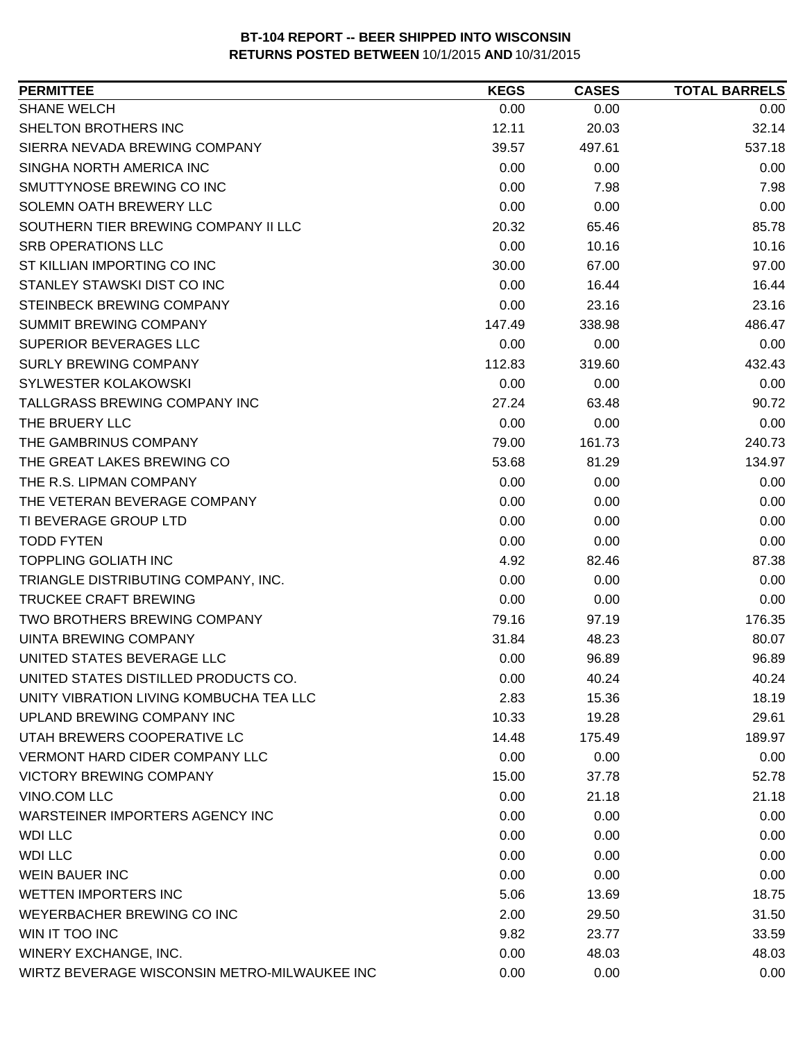**BT-104 REPORT -- BEER SHIPPED INTO WISCONSIN**
**RETURNS POSTED BETWEEN** 10/1/2015 **AND** 10/31/2015

| PERMITTEE | KEGS | CASES | TOTAL BARRELS |
|---|---|---|---|
| SHANE WELCH | 0.00 | 0.00 | 0.00 |
| SHELTON BROTHERS INC | 12.11 | 20.03 | 32.14 |
| SIERRA NEVADA BREWING COMPANY | 39.57 | 497.61 | 537.18 |
| SINGHA NORTH AMERICA INC | 0.00 | 0.00 | 0.00 |
| SMUTTYNOSE BREWING CO INC | 0.00 | 7.98 | 7.98 |
| SOLEMN OATH BREWERY LLC | 0.00 | 0.00 | 0.00 |
| SOUTHERN TIER BREWING COMPANY II LLC | 20.32 | 65.46 | 85.78 |
| SRB OPERATIONS LLC | 0.00 | 10.16 | 10.16 |
| ST KILLIAN IMPORTING CO INC | 30.00 | 67.00 | 97.00 |
| STANLEY STAWSKI DIST CO INC | 0.00 | 16.44 | 16.44 |
| STEINBECK BREWING COMPANY | 0.00 | 23.16 | 23.16 |
| SUMMIT BREWING COMPANY | 147.49 | 338.98 | 486.47 |
| SUPERIOR BEVERAGES LLC | 0.00 | 0.00 | 0.00 |
| SURLY BREWING COMPANY | 112.83 | 319.60 | 432.43 |
| SYLWESTER KOLAKOWSKI | 0.00 | 0.00 | 0.00 |
| TALLGRASS BREWING COMPANY INC | 27.24 | 63.48 | 90.72 |
| THE BRUERY LLC | 0.00 | 0.00 | 0.00 |
| THE GAMBRINUS COMPANY | 79.00 | 161.73 | 240.73 |
| THE GREAT LAKES BREWING CO | 53.68 | 81.29 | 134.97 |
| THE R.S. LIPMAN COMPANY | 0.00 | 0.00 | 0.00 |
| THE VETERAN BEVERAGE COMPANY | 0.00 | 0.00 | 0.00 |
| TI BEVERAGE GROUP LTD | 0.00 | 0.00 | 0.00 |
| TODD FYTEN | 0.00 | 0.00 | 0.00 |
| TOPPLING GOLIATH INC | 4.92 | 82.46 | 87.38 |
| TRIANGLE DISTRIBUTING COMPANY, INC. | 0.00 | 0.00 | 0.00 |
| TRUCKEE CRAFT BREWING | 0.00 | 0.00 | 0.00 |
| TWO BROTHERS BREWING COMPANY | 79.16 | 97.19 | 176.35 |
| UINTA BREWING COMPANY | 31.84 | 48.23 | 80.07 |
| UNITED STATES BEVERAGE LLC | 0.00 | 96.89 | 96.89 |
| UNITED STATES DISTILLED PRODUCTS CO. | 0.00 | 40.24 | 40.24 |
| UNITY VIBRATION LIVING KOMBUCHA TEA LLC | 2.83 | 15.36 | 18.19 |
| UPLAND BREWING COMPANY INC | 10.33 | 19.28 | 29.61 |
| UTAH BREWERS COOPERATIVE LC | 14.48 | 175.49 | 189.97 |
| VERMONT HARD CIDER COMPANY LLC | 0.00 | 0.00 | 0.00 |
| VICTORY BREWING COMPANY | 15.00 | 37.78 | 52.78 |
| VINO.COM LLC | 0.00 | 21.18 | 21.18 |
| WARSTEINER IMPORTERS AGENCY INC | 0.00 | 0.00 | 0.00 |
| WDI LLC | 0.00 | 0.00 | 0.00 |
| WDI LLC | 0.00 | 0.00 | 0.00 |
| WEIN BAUER INC | 0.00 | 0.00 | 0.00 |
| WETTEN IMPORTERS INC | 5.06 | 13.69 | 18.75 |
| WEYERBACHER BREWING CO INC | 2.00 | 29.50 | 31.50 |
| WIN IT TOO INC | 9.82 | 23.77 | 33.59 |
| WINERY EXCHANGE, INC. | 0.00 | 48.03 | 48.03 |
| WIRTZ BEVERAGE WISCONSIN METRO-MILWAUKEE INC | 0.00 | 0.00 | 0.00 |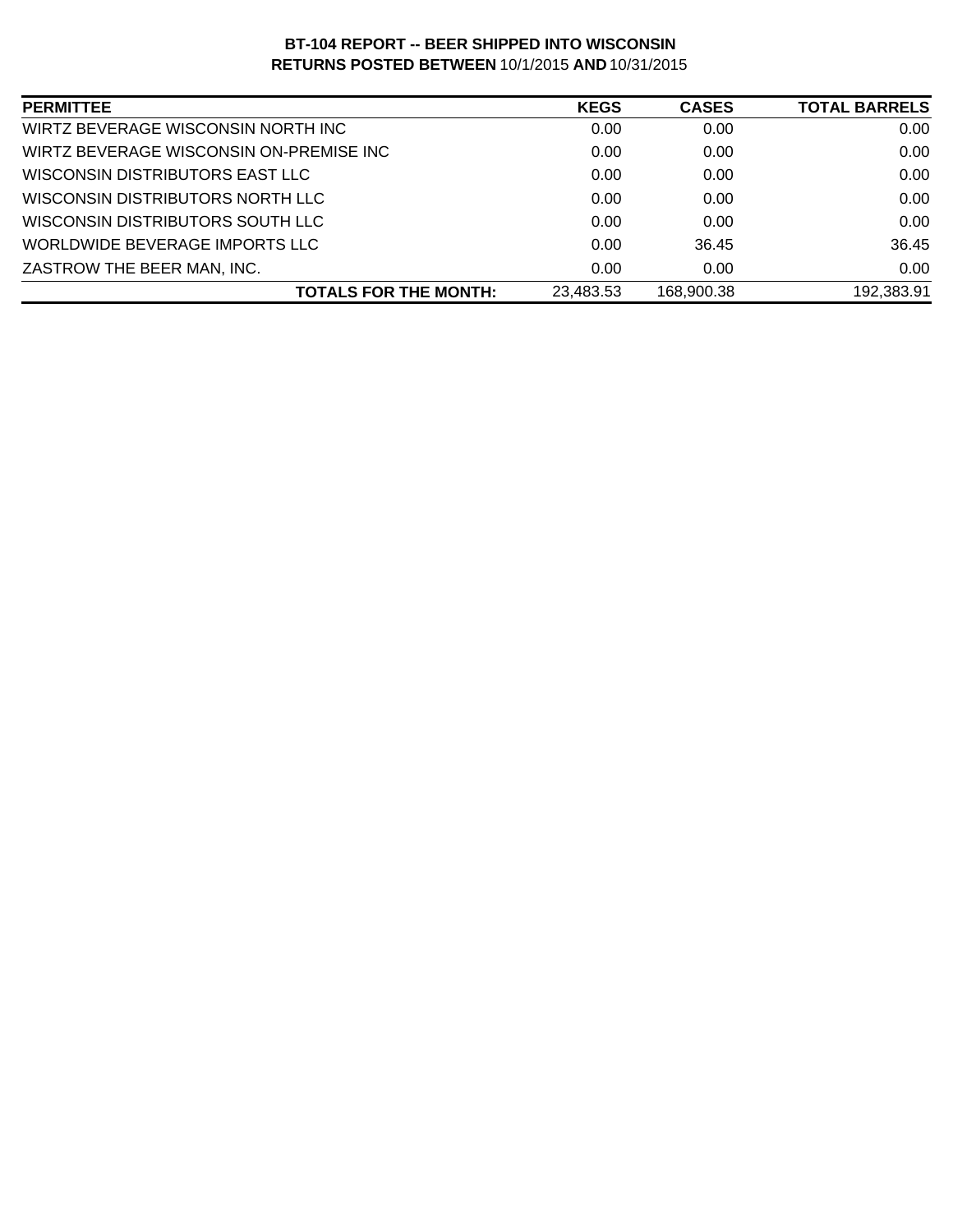**BT-104 REPORT -- BEER SHIPPED INTO WISCONSIN**
**RETURNS POSTED BETWEEN** 10/1/2015 **AND** 10/31/2015

| PERMITTEE | KEGS | CASES | TOTAL BARRELS |
|---|---|---|---|
| WIRTZ BEVERAGE WISCONSIN NORTH INC | 0.00 | 0.00 | 0.00 |
| WIRTZ BEVERAGE WISCONSIN ON-PREMISE INC | 0.00 | 0.00 | 0.00 |
| WISCONSIN DISTRIBUTORS EAST LLC | 0.00 | 0.00 | 0.00 |
| WISCONSIN DISTRIBUTORS NORTH LLC | 0.00 | 0.00 | 0.00 |
| WISCONSIN DISTRIBUTORS SOUTH LLC | 0.00 | 0.00 | 0.00 |
| WORLDWIDE BEVERAGE IMPORTS LLC | 0.00 | 36.45 | 36.45 |
| ZASTROW THE BEER MAN, INC. | 0.00 | 0.00 | 0.00 |
| **TOTALS FOR THE MONTH:** | 23,483.53 | 168,900.38 | 192,383.91 |